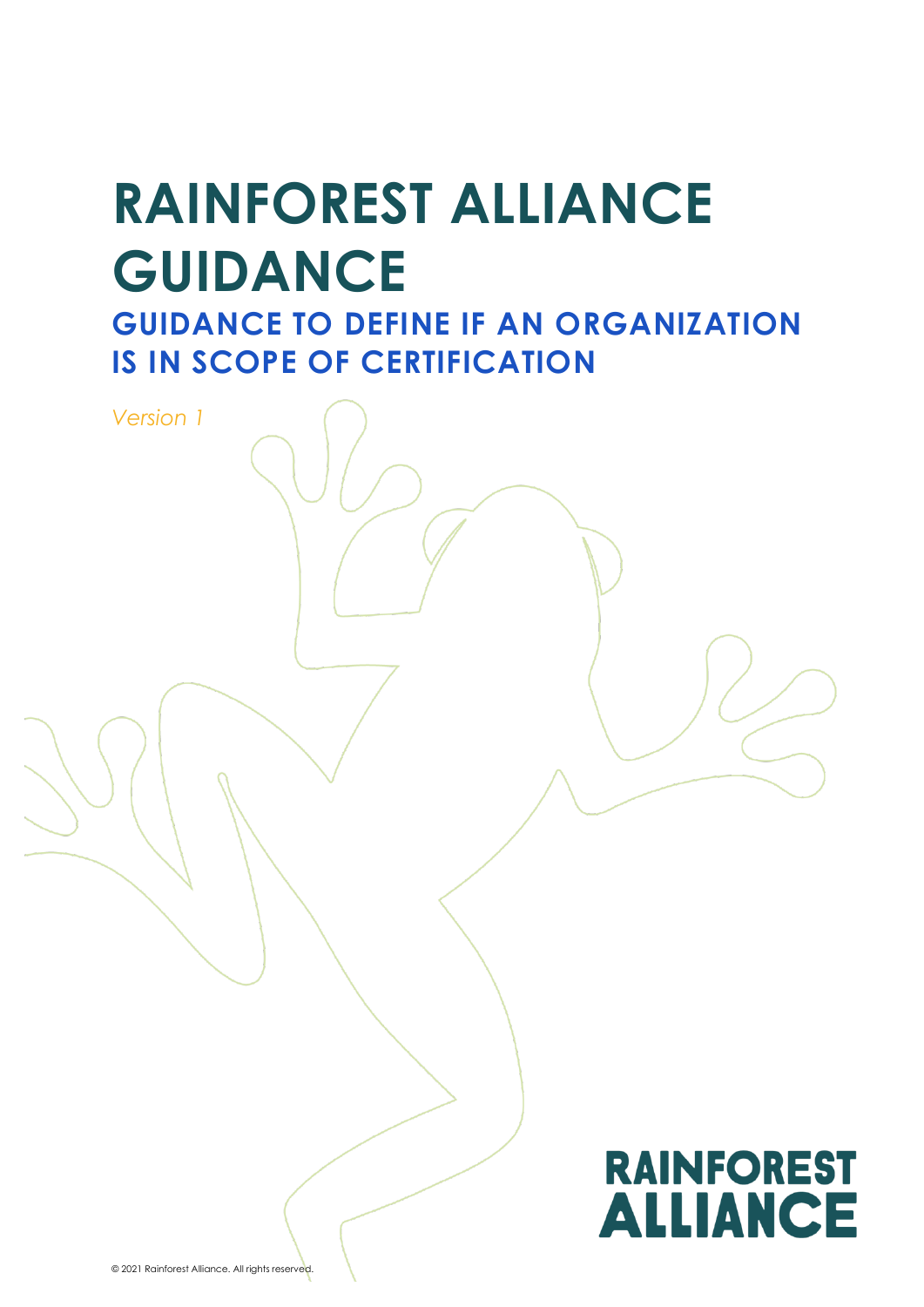# RAINFOREST ALLIANCE GUIDANCE

## GUIDANCE TO DEFINE IF AN ORGANIZATION IS IN SCOPE OF CERTIFICATION

*Version 1*

RAINFOREST ALLIANCE

© 2021 Rainforest Alliance. All rights reserved.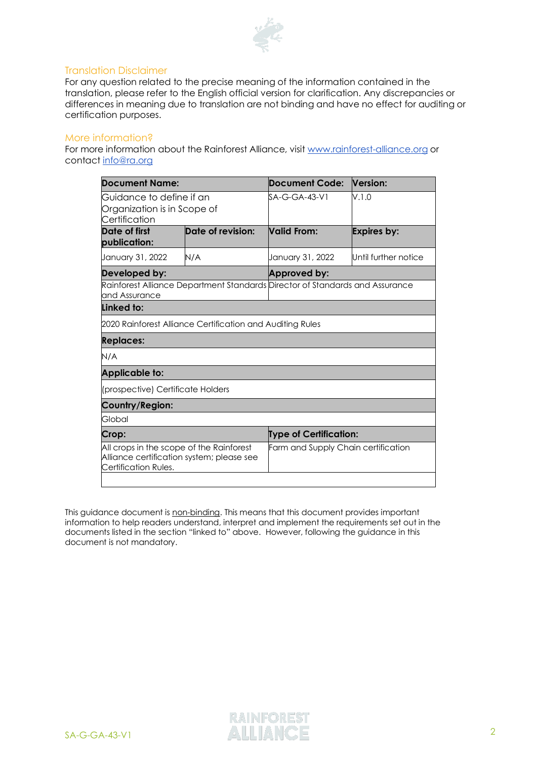## Translation Disclaimer

For any question related to the precise meaning of the information contained in the translation, please refer to the English official version for clarification. Any discrepancies or differences in meaning due to translation are not binding and have no effect for auditing or certification purposes.

## More information?

For more information about the Rainforest Alliance, visit www.rainforest-alliance.org or contact info@ra.org

| **Document Name:** | | **Document Code:** | **Version:** |
|---|---|---|---|
| Guidance to define if an Organization is in Scope of Certification | | SA-G-GA-43-V1 | V.1.0 |
| **Date of first publication:** | **Date of revision:** | **Valid From:** | **Expires by:** |
| January 31, 2022 | N/A | January 31, 2022 | Until further notice |
| **Developed by:** | | **Approved by:** | |
| Rainforest Alliance Department Standards and Assurance | | Director of Standards and Assurance | |
| **Linked to:** | | | |
| 2020 Rainforest Alliance Certification and Auditing Rules | | | |
| **Replaces:** | | | |
| N/A | | | |
| **Applicable to:** | | | |
| (prospective) Certificate Holders | | | |
| **Country/Region:** | | | |
| Global | | | |
| **Crop:** | | **Type of Certification:** | |
| All crops in the scope of the Rainforest Alliance certification system; please see Certification Rules. | | Farm and Supply Chain certification | |

This guidance document is non-binding. This means that this document provides important information to help readers understand, interpret and implement the requirements set out in the documents listed in the section "linked to" above. However, following the guidance in this document is not mandatory.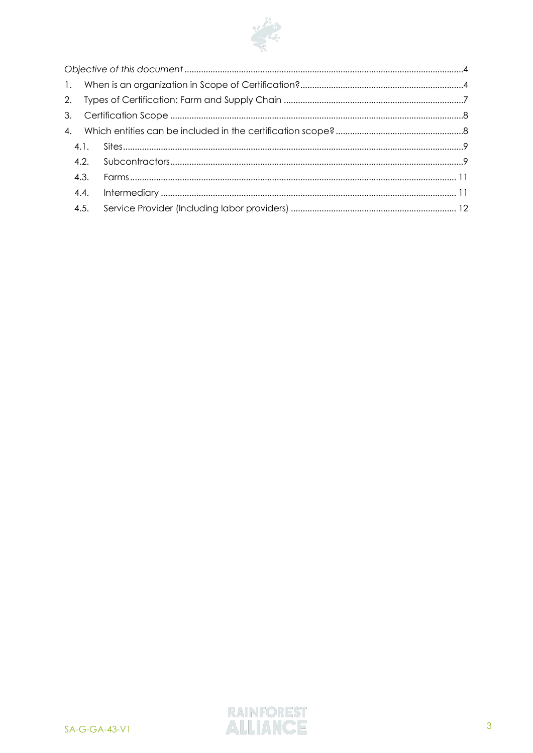*Objective of this document* ....................................................................................................................4

1. When is an organization in Scope of Certification? ....................................................................4
2. Types of Certification: Farm and Supply Chain ...........................................................................7
3. Certification Scope ..........................................................................................................................8
4. Which entities can be included in the certification scope? .....................................................8
   - 4.1. Sites ..............................................................................................................................................9
   - 4.2. Subcontractors ..........................................................................................................................9
   - 4.3. Farms ........................................................................................................................................ 11
   - 4.4. Intermediary ........................................................................................................................... 11
   - 4.5. Service Provider (Including labor providers) ..................................................................... 12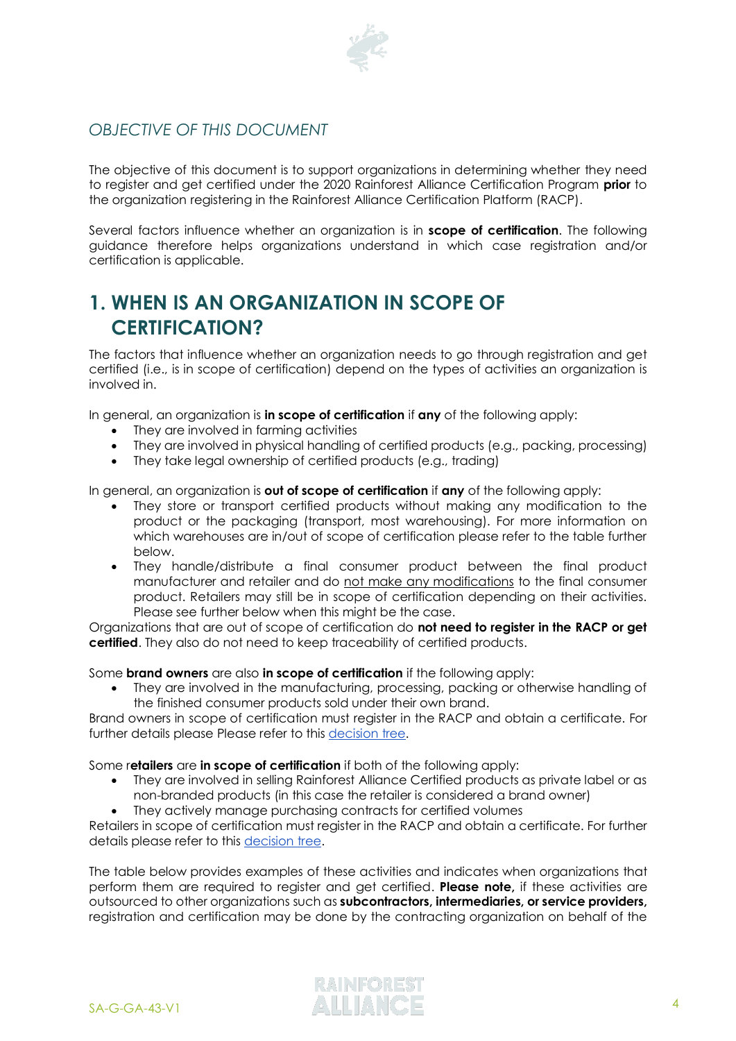## *OBJECTIVE OF THIS DOCUMENT*

The objective of this document is to support organizations in determining whether they need to register and get certified under the 2020 Rainforest Alliance Certification Program **prior** to the organization registering in the Rainforest Alliance Certification Platform (RACP).

Several factors influence whether an organization is in **scope of certification**. The following guidance therefore helps organizations understand in which case registration and/or certification is applicable.

# 1. WHEN IS AN ORGANIZATION IN SCOPE OF CERTIFICATION?

The factors that influence whether an organization needs to go through registration and get certified (i.e., is in scope of certification) depend on the types of activities an organization is involved in.

In general, an organization is **in scope of certification** if **any** of the following apply:

- They are involved in farming activities
- They are involved in physical handling of certified products (e.g., packing, processing)
- They take legal ownership of certified products (e.g., trading)

In general, an organization is **out of scope of certification** if **any** of the following apply:

- They store or transport certified products without making any modification to the product or the packaging (transport, most warehousing). For more information on which warehouses are in/out of scope of certification please refer to the table further below.
- They handle/distribute a final consumer product between the final product manufacturer and retailer and do <u>not make any modifications</u> to the final consumer product. Retailers may still be in scope of certification depending on their activities. Please see further below when this might be the case.

Organizations that are out of scope of certification do **not need to register in the RACP or get certified**. They also do not need to keep traceability of certified products.

Some **brand owners** are also **in scope of certification** if the following apply:

- They are involved in the manufacturing, processing, packing or otherwise handling of the finished consumer products sold under their own brand.

Brand owners in scope of certification must register in the RACP and obtain a certificate. For further details please Please refer to this [decision tree](decision tree).

Some r**etailers** are **in scope of certification** if both of the following apply:

- They are involved in selling Rainforest Alliance Certified products as private label or as non-branded products (in this case the retailer is considered a brand owner)
- They actively manage purchasing contracts for certified volumes

Retailers in scope of certification must register in the RACP and obtain a certificate. For further details please refer to this [decision tree](decision tree).

The table below provides examples of these activities and indicates when organizations that perform them are required to register and get certified. **Please note,** if these activities are outsourced to other organizations such as **subcontractors, intermediaries, or service providers,** registration and certification may be done by the contracting organization on behalf of the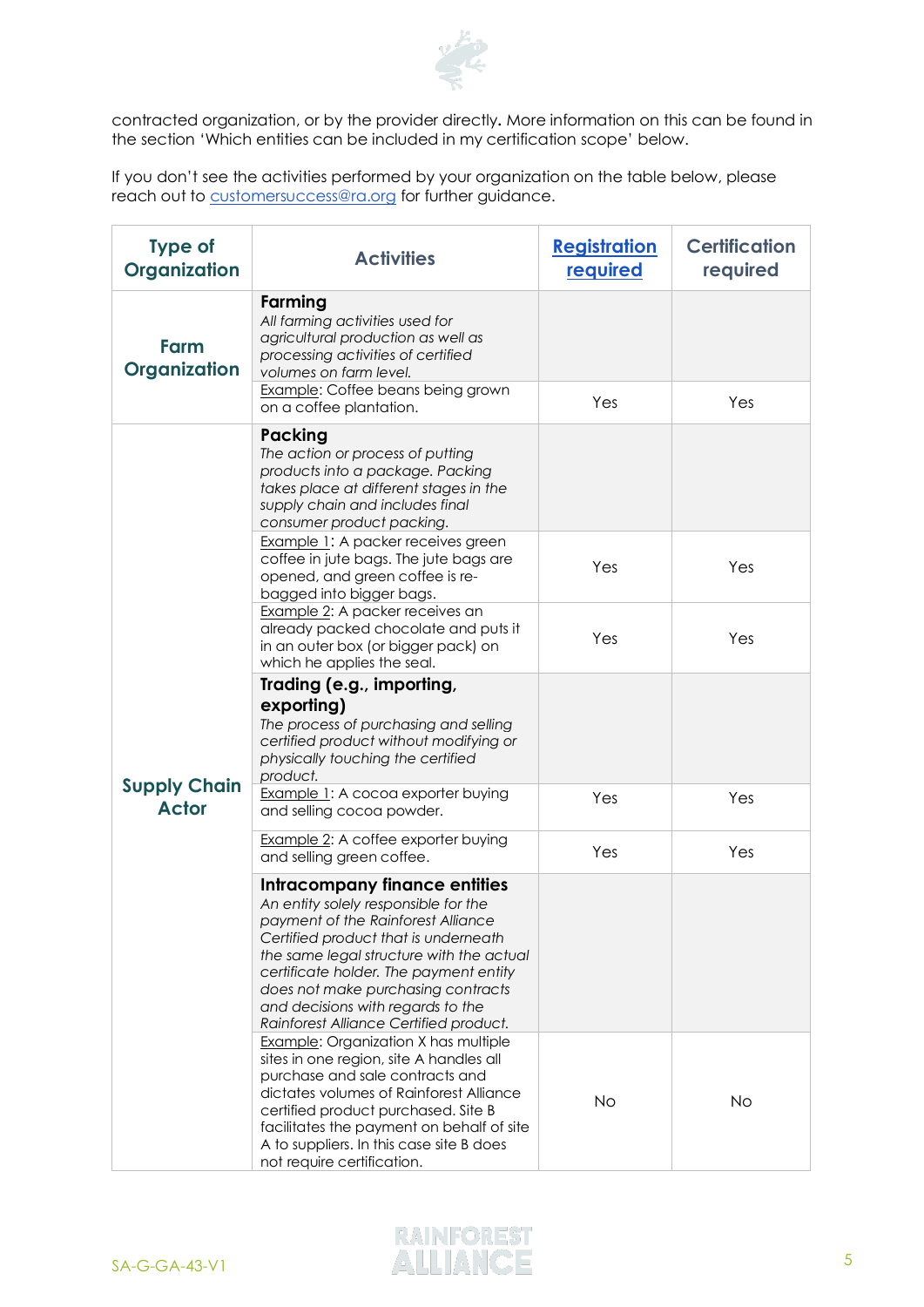contracted organization, or by the provider directly**.** More information on this can be found in the section 'Which entities can be included in my certification scope' below.

If you don't see the activities performed by your organization on the table below, please reach out to customersuccess@ra.org for further guidance.

| Type of Organization | Activities | Registration required | Certification required |
|---|---|---|---|
| Farm Organization | **Farming**<br>*All farming activities used for agricultural production as well as processing activities of certified volumes on farm level.* | | |
| | Example: Coffee beans being grown on a coffee plantation. | Yes | Yes |
| Supply Chain Actor | **Packing**<br>*The action or process of putting products into a package. Packing takes place at different stages in the supply chain and includes final consumer product packing.* | | |
| | Example 1: A packer receives green coffee in jute bags. The jute bags are opened, and green coffee is re-bagged into bigger bags. | Yes | Yes |
| | Example 2: A packer receives an already packed chocolate and puts it in an outer box (or bigger pack) on which he applies the seal. | Yes | Yes |
| | **Trading (e.g., importing, exporting)**<br>*The process of purchasing and selling certified product without modifying or physically touching the certified product.* | | |
| | Example 1: A cocoa exporter buying and selling cocoa powder. | Yes | Yes |
| | Example 2: A coffee exporter buying and selling green coffee. | Yes | Yes |
| | **Intracompany finance entities**<br>*An entity solely responsible for the payment of the Rainforest Alliance Certified product that is underneath the same legal structure with the actual certificate holder. The payment entity does not make purchasing contracts and decisions with regards to the Rainforest Alliance Certified product.* | | |
| | Example: Organization X has multiple sites in one region, site A handles all purchase and sale contracts and dictates volumes of Rainforest Alliance certified product purchased. Site B facilitates the payment on behalf of site A to suppliers. In this case site B does not require certification. | No | No |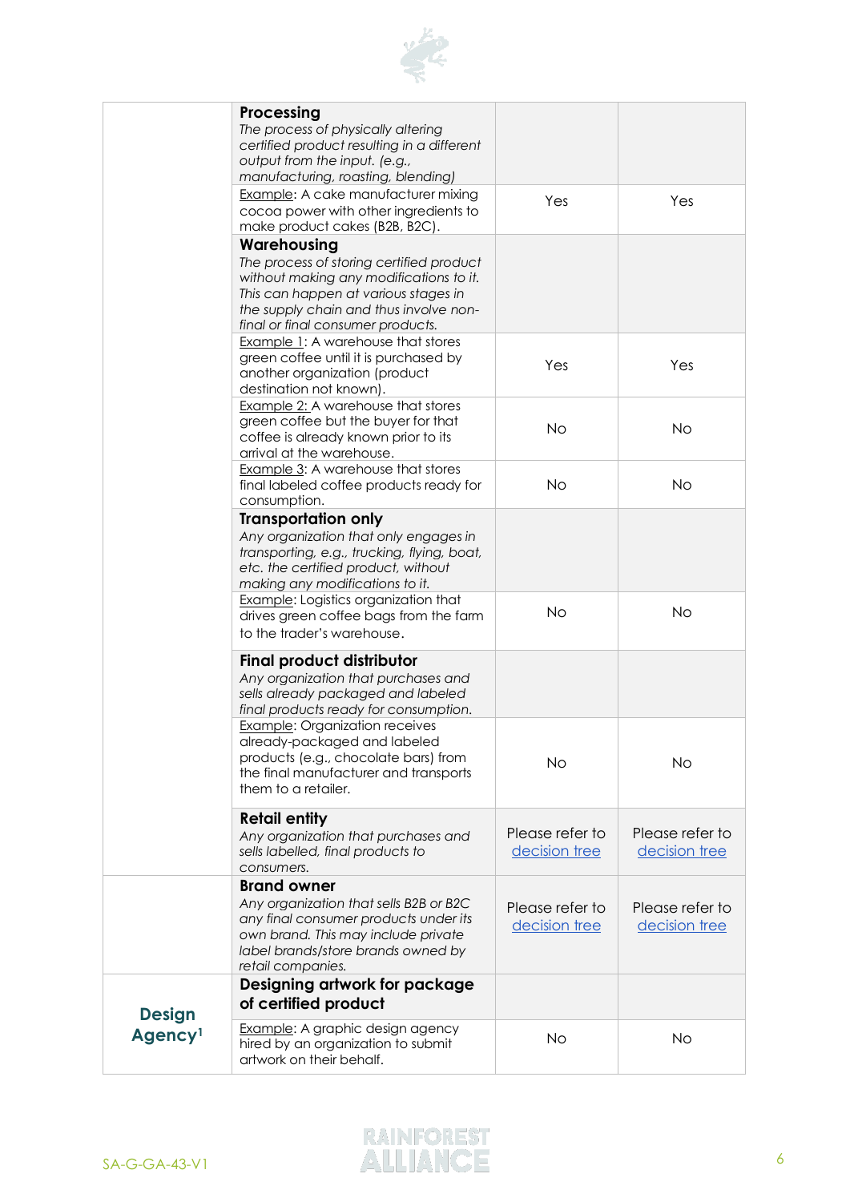| | | | |
|---|---|---|---|
| | **Processing**<br>*The process of physically altering certified product resulting in a different output from the input. (e.g., manufacturing, roasting, blending)* | | |
| | Example: A cake manufacturer mixing cocoa power with other ingredients to make product cakes (B2B, B2C). | Yes | Yes |
| | **Warehousing**<br>*The process of storing certified product without making any modifications to it. This can happen at various stages in the supply chain and thus involve non-final or final consumer products.* | | |
| | Example 1: A warehouse that stores green coffee until it is purchased by another organization (product destination not known). | Yes | Yes |
| | Example 2: A warehouse that stores green coffee but the buyer for that coffee is already known prior to its arrival at the warehouse. | No | No |
| | Example 3: A warehouse that stores final labeled coffee products ready for consumption. | No | No |
| | **Transportation only**<br>*Any organization that only engages in transporting, e.g., trucking, flying, boat, etc. the certified product, without making any modifications to it.* | | |
| | Example: Logistics organization that drives green coffee bags from the farm to the trader's warehouse. | No | No |
| | **Final product distributor**<br>*Any organization that purchases and sells already packaged and labeled final products ready for consumption.* | | |
| | Example: Organization receives already-packaged and labeled products (e.g., chocolate bars) from the final manufacturer and transports them to a retailer. | No | No |
| | **Retail entity**<br>*Any organization that purchases and sells labelled, final products to consumers.* | Please refer to decision tree | Please refer to decision tree |
| | **Brand owner**<br>*Any organization that sells B2B or B2C any final consumer products under its own brand. This may include private label brands/store brands owned by retail companies.* | Please refer to decision tree | Please refer to decision tree |
| **Design Agency**[1] | **Designing artwork for package of certified product** | | |
| | Example: A graphic design agency hired by an organization to submit artwork on their behalf. | No | No |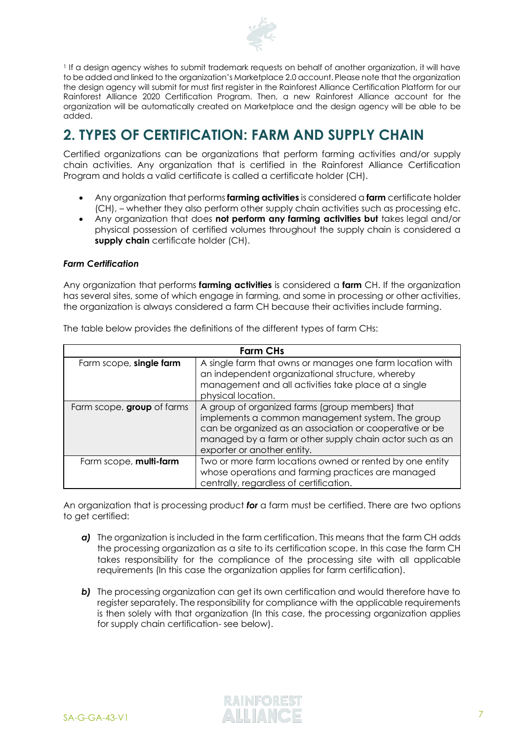[1] If a design agency wishes to submit trademark requests on behalf of another organization, it will have to be added and linked to the organization's Marketplace 2.0 account. Please note that the organization the design agency will submit for must first register in the Rainforest Alliance Certification Platform for our Rainforest Alliance 2020 Certification Program. Then, a new Rainforest Alliance account for the organization will be automatically created on Marketplace and the design agency will be able to be added.

## 2. TYPES OF CERTIFICATION: FARM AND SUPPLY CHAIN

Certified organizations can be organizations that perform farming activities and/or supply chain activities. Any organization that is certified in the Rainforest Alliance Certification Program and holds a valid certificate is called a certificate holder (CH).

- Any organization that performs **farming activities** is considered a **farm** certificate holder (CH), – whether they also perform other supply chain activities such as processing etc.
- Any organization that does **not perform any farming activities but** takes legal and/or physical possession of certified volumes throughout the supply chain is considered a **supply chain** certificate holder (CH).

***Farm Certification***

Any organization that performs **farming activities** is considered a **farm** CH. If the organization has several sites, some of which engage in farming, and some in processing or other activities, the organization is always considered a farm CH because their activities include farming.

The table below provides the definitions of the different types of farm CHs:

| **Farm CHs** | |
|---|---|
| Farm scope, **single farm** | A single farm that owns or manages one farm location with an independent organizational structure, whereby management and all activities take place at a single physical location. |
| Farm scope, **group** of farms | A group of organized farms (group members) that implements a common management system. The group can be organized as an association or cooperative or be managed by a farm or other supply chain actor such as an exporter or another entity. |
| Farm scope, **multi-farm** | Two or more farm locations owned or rented by one entity whose operations and farming practices are managed centrally, regardless of certification. |

An organization that is processing product ***for*** a farm must be certified. There are two options to get certified:

***a)*** The organization is included in the farm certification. This means that the farm CH adds the processing organization as a site to its certification scope. In this case the farm CH takes responsibility for the compliance of the processing site with all applicable requirements (In this case the organization applies for farm certification).

***b)*** The processing organization can get its own certification and would therefore have to register separately. The responsibility for compliance with the applicable requirements is then solely with that organization (In this case, the processing organization applies for supply chain certification- see below).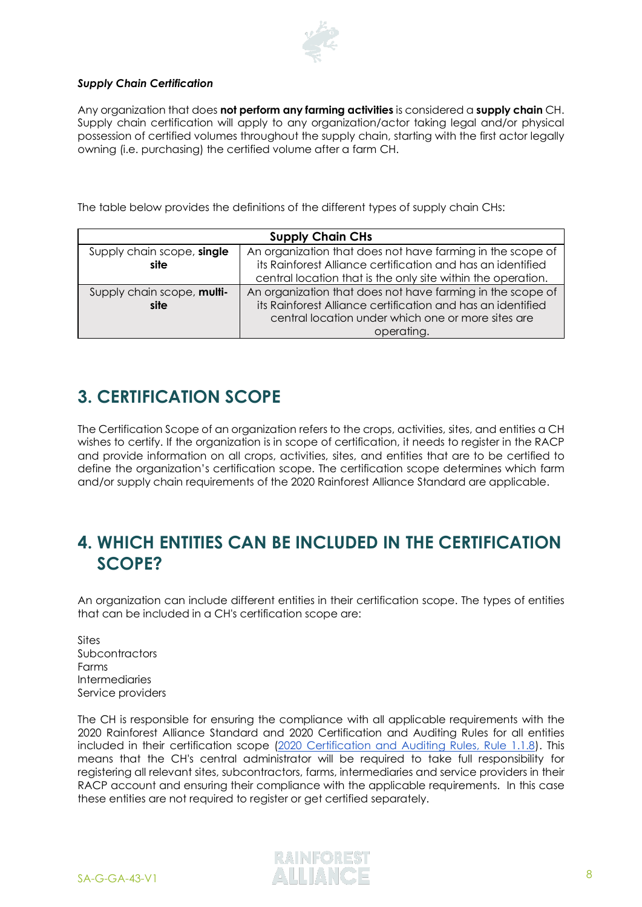*Supply Chain Certification*

Any organization that does **not perform any farming activities** is considered a **supply chain** CH. Supply chain certification will apply to any organization/actor taking legal and/or physical possession of certified volumes throughout the supply chain, starting with the first actor legally owning (i.e. purchasing) the certified volume after a farm CH.

The table below provides the definitions of the different types of supply chain CHs:

| **Supply Chain CHs** | |
|---|---|
| Supply chain scope, **single site** | An organization that does not have farming in the scope of its Rainforest Alliance certification and has an identified central location that is the only site within the operation. |
| Supply chain scope, **multi-site** | An organization that does not have farming in the scope of its Rainforest Alliance certification and has an identified central location under which one or more sites are operating. |

## 3. CERTIFICATION SCOPE

The Certification Scope of an organization refers to the crops, activities, sites, and entities a CH wishes to certify. If the organization is in scope of certification, it needs to register in the RACP and provide information on all crops, activities, sites, and entities that are to be certified to define the organization's certification scope. The certification scope determines which farm and/or supply chain requirements of the 2020 Rainforest Alliance Standard are applicable.

## 4. WHICH ENTITIES CAN BE INCLUDED IN THE CERTIFICATION SCOPE?

An organization can include different entities in their certification scope. The types of entities that can be included in a CH's certification scope are:

Sites
Subcontractors
Farms
Intermediaries
Service providers

The CH is responsible for ensuring the compliance with all applicable requirements with the 2020 Rainforest Alliance Standard and 2020 Certification and Auditing Rules for all entities included in their certification scope (2020 Certification and Auditing Rules, Rule 1.1.8). This means that the CH's central administrator will be required to take full responsibility for registering all relevant sites, subcontractors, farms, intermediaries and service providers in their RACP account and ensuring their compliance with the applicable requirements. In this case these entities are not required to register or get certified separately.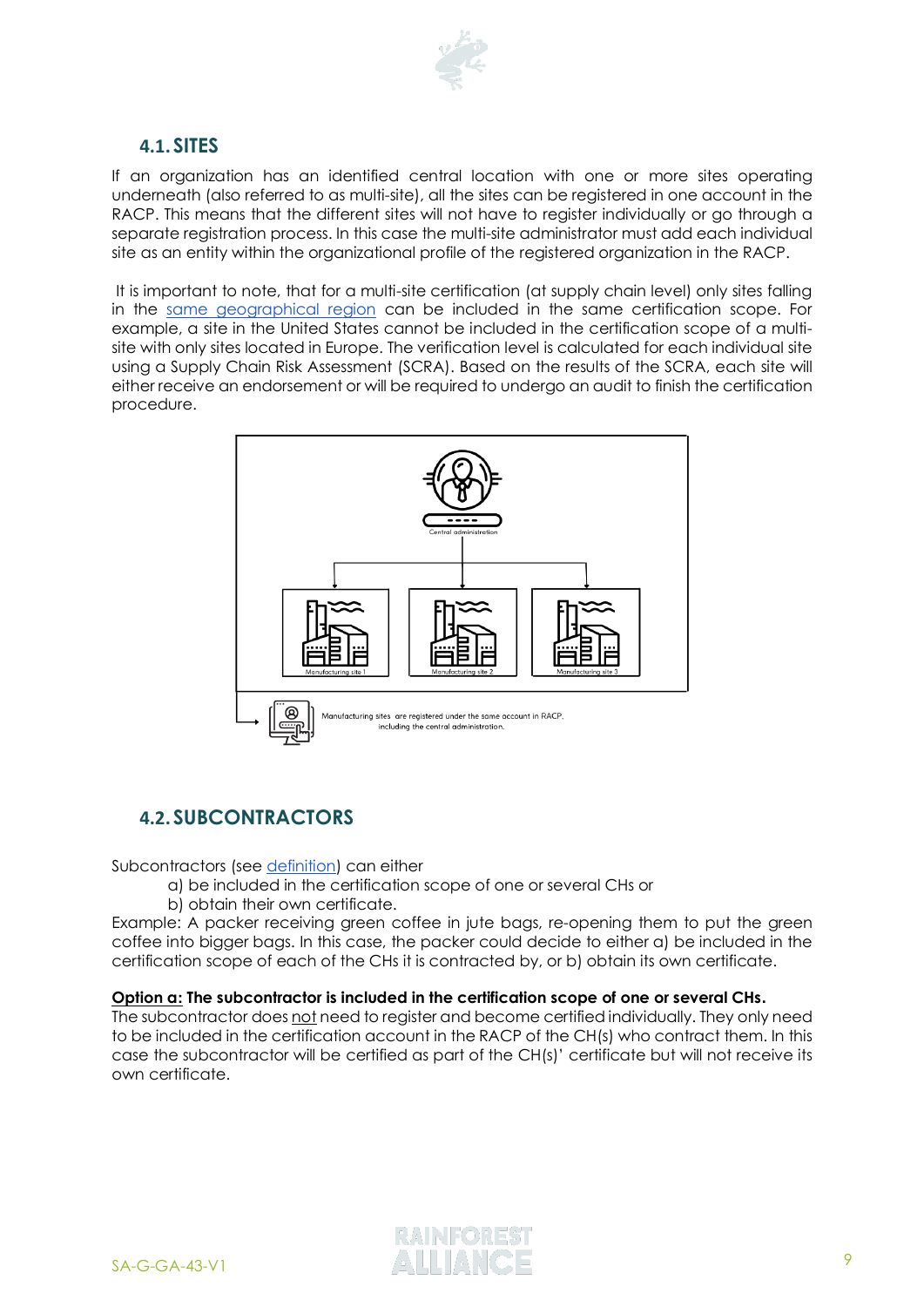## 4.1. SITES

If an organization has an identified central location with one or more sites operating underneath (also referred to as multi-site), all the sites can be registered in one account in the RACP. This means that the different sites will not have to register individually or go through a separate registration process. In this case the multi-site administrator must add each individual site as an entity within the organizational profile of the registered organization in the RACP.

It is important to note, that for a multi-site certification (at supply chain level) only sites falling in the same geographical region can be included in the same certification scope. For example, a site in the United States cannot be included in the certification scope of a multi-site with only sites located in Europe. The verification level is calculated for each individual site using a Supply Chain Risk Assessment (SCRA). Based on the results of the SCRA, each site will either receive an endorsement or will be required to undergo an audit to finish the certification procedure.

Central administration

Manufacturing site 1

Manufacturing site 2

Manufacturing site 3

Manufacturing sites are registered under the same account in RACP, including the central administration.

## 4.2. SUBCONTRACTORS

Subcontractors (see definition) can either

a) be included in the certification scope of one or several CHs or

b) obtain their own certificate.

Example: A packer receiving green coffee in jute bags, re-opening them to put the green coffee into bigger bags. In this case, the packer could decide to either a) be included in the certification scope of each of the CHs it is contracted by, or b) obtain its own certificate.

**Option a: The subcontractor is included in the certification scope of one or several CHs.**
The subcontractor does not need to register and become certified individually. They only need to be included in the certification account in the RACP of the CH(s) who contract them. In this case the subcontractor will be certified as part of the CH(s)' certificate but will not receive its own certificate.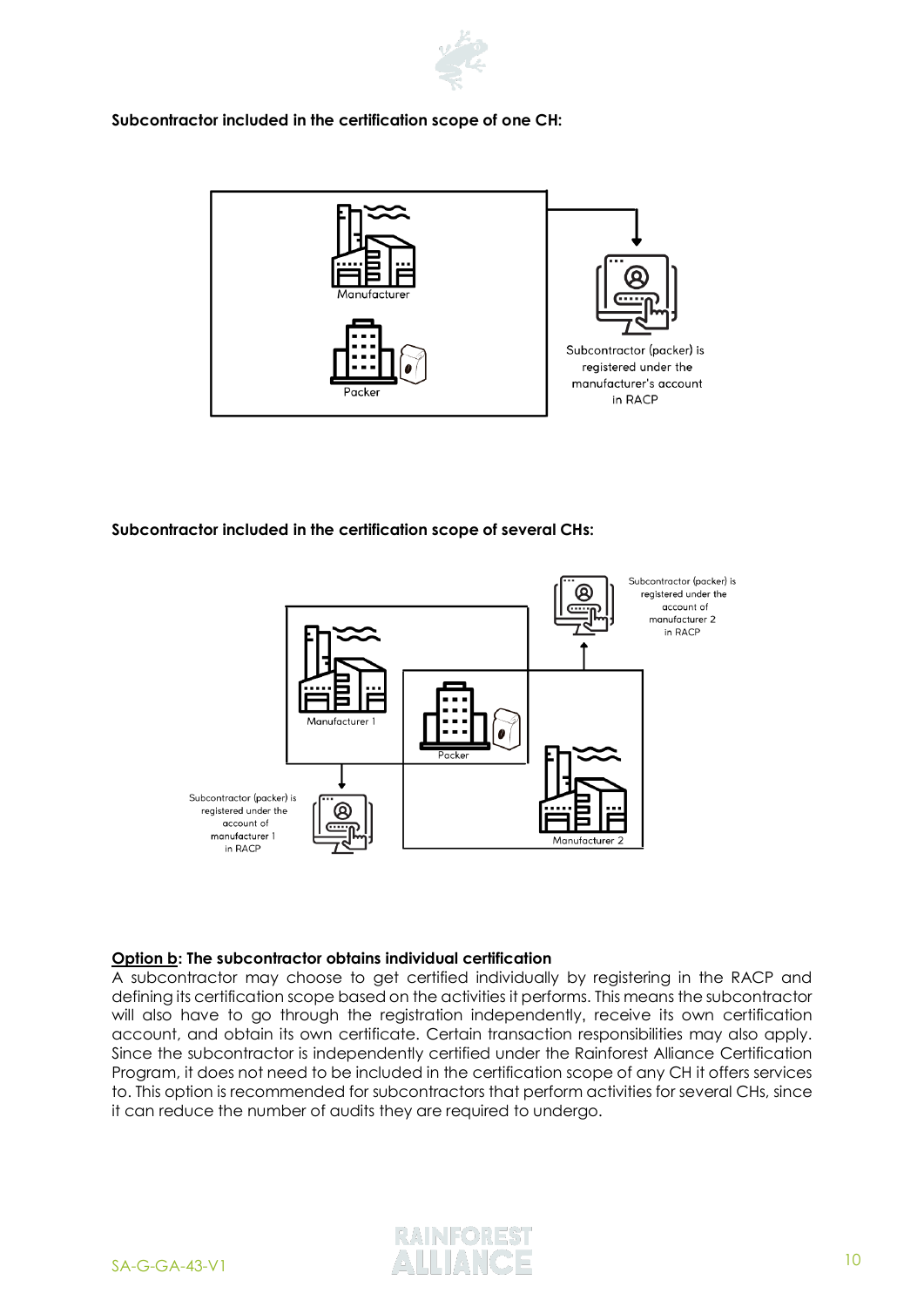**Subcontractor included in the certification scope of one CH:**

Manufacturer

Packer

Subcontractor (packer) is registered under the manufacturer's account in RACP

**Subcontractor included in the certification scope of several CHs:**

Subcontractor (packer) is registered under the account of manufacturer 2 in RACP

Manufacturer 1

Packer

Manufacturer 2

Subcontractor (packer) is registered under the account of manufacturer 1 in RACP

**<u>Option b</u>: The subcontractor obtains individual certification**

A subcontractor may choose to get certified individually by registering in the RACP and defining its certification scope based on the activities it performs. This means the subcontractor will also have to go through the registration independently, receive its own certification account, and obtain its own certificate. Certain transaction responsibilities may also apply. Since the subcontractor is independently certified under the Rainforest Alliance Certification Program, it does not need to be included in the certification scope of any CH it offers services to. This option is recommended for subcontractors that perform activities for several CHs, since it can reduce the number of audits they are required to undergo.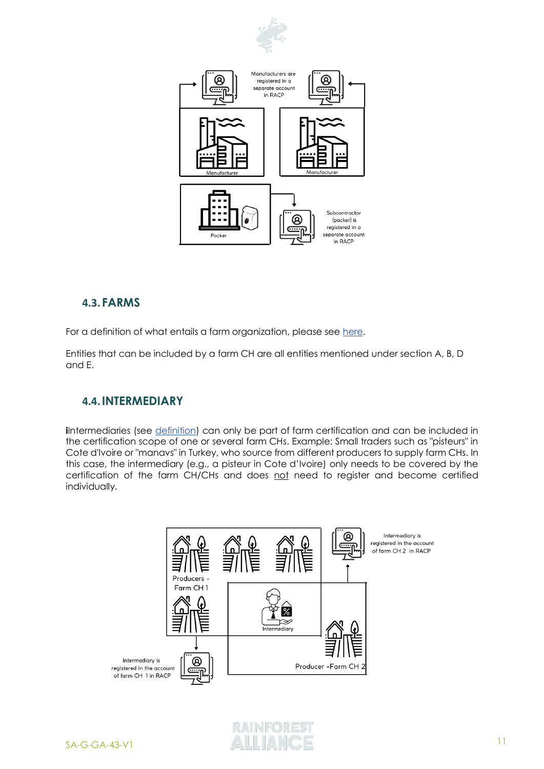Manufacturers are registered in a separate account in RACP

Manufacturer

Manufacturer

Packer

Subcontractor (packer) is registered in a separate account in RACP

## 4.3. FARMS

For a definition of what entails a farm organization, please see [here](here).

Entities that can be included by a farm CH are all entities mentioned under section A, B, D and E.

## 4.4. INTERMEDIARY

iIntermediaries (see [definition](definition)) can only be part of farm certification and can be included in the certification scope of one or several farm CHs. Example: Small traders such as "pisteurs" in Cote d'Ivoire or "manavs" in Turkey, who source from different producers to supply farm CHs. In this case, the intermediary (e.g., a pisteur in Cote d'Ivoire) only needs to be covered by the certification of the farm CH/CHs and does not need to register and become certified individually.

Intermediary is registered in the account of farm CH 2 in RACP

Producers - Farm CH 1

Intermediary

Producer -Farm CH 2

Intermediary is registered in the account of farm CH 1 in RACP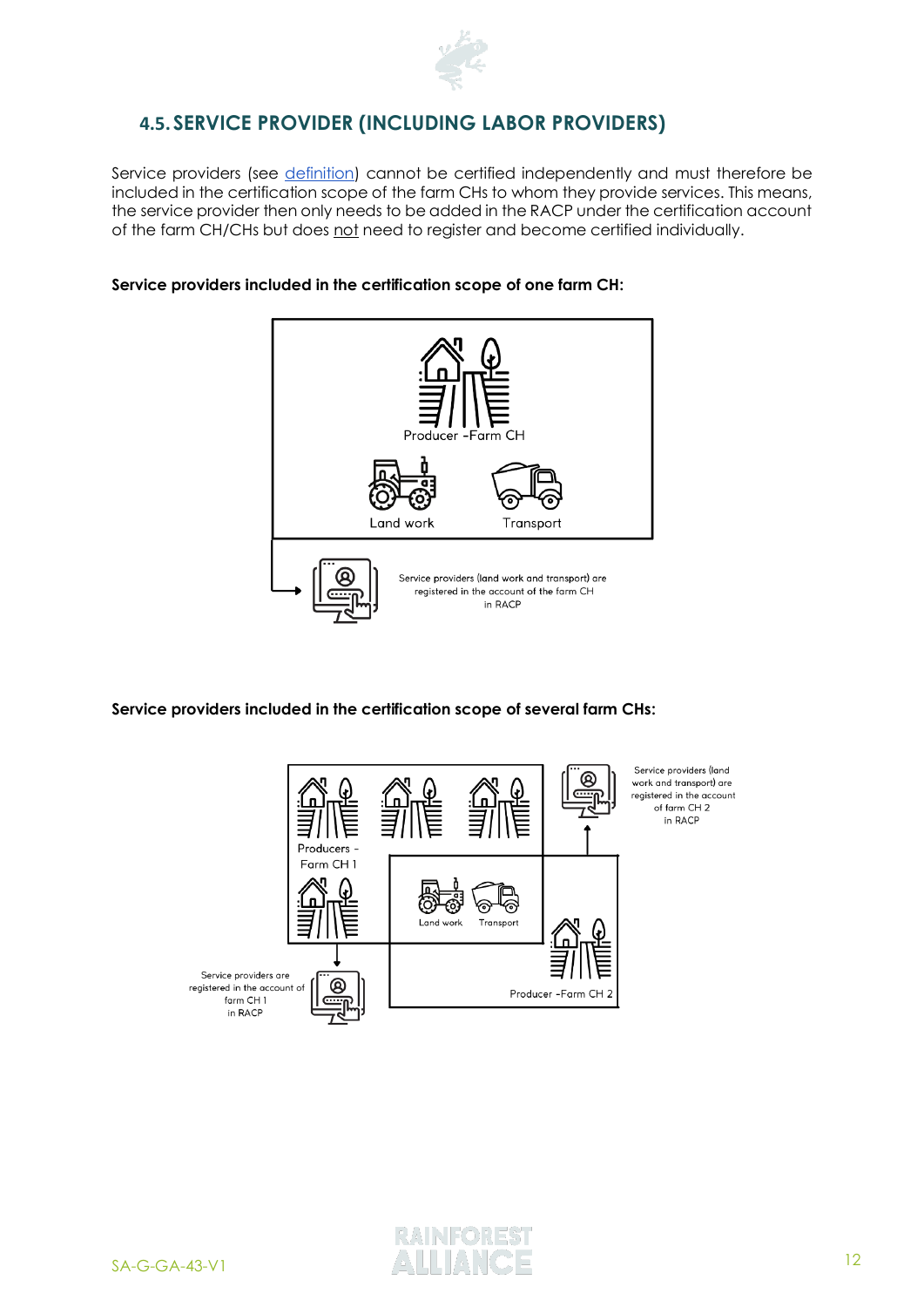## 4.5. SERVICE PROVIDER (INCLUDING LABOR PROVIDERS)

Service providers (see definition) cannot be certified independently and must therefore be included in the certification scope of the farm CHs to whom they provide services. This means, the service provider then only needs to be added in the RACP under the certification account of the farm CH/CHs but does not need to register and become certified individually.

**Service providers included in the certification scope of one farm CH:**

Producer -Farm CH

Land work

Transport

Service providers (land work and transport) are registered in the account of the farm CH in RACP

**Service providers included in the certification scope of several farm CHs:**

Producers - Farm CH 1

Land work

Transport

Producer -Farm CH 2

Service providers (land work and transport) are registered in the account of farm CH 2 in RACP

Service providers are registered in the account of farm CH 1 in RACP